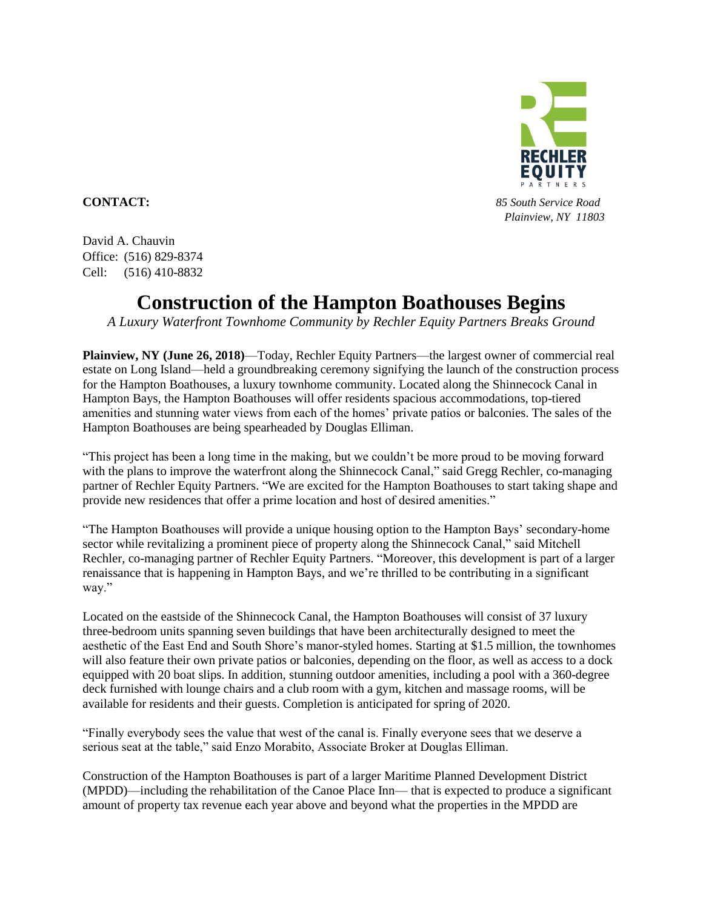**CONTACT:**

*85 South Service Road*
*Plainview, NY 11803*

David A. Chauvin
Office: (516) 829-8374
Cell: (516) 410-8832

# Construction of the Hampton Boathouses Begins

*A Luxury Waterfront Townhome Community by Rechler Equity Partners Breaks Ground*

**Plainview, NY (June 26, 2018)**—Today, Rechler Equity Partners—the largest owner of commercial real estate on Long Island—held a groundbreaking ceremony signifying the launch of the construction process for the Hampton Boathouses, a luxury townhome community. Located along the Shinnecock Canal in Hampton Bays, the Hampton Boathouses will offer residents spacious accommodations, top-tiered amenities and stunning water views from each of the homes' private patios or balconies. The sales of the Hampton Boathouses are being spearheaded by Douglas Elliman.

"This project has been a long time in the making, but we couldn't be more proud to be moving forward with the plans to improve the waterfront along the Shinnecock Canal," said Gregg Rechler, co-managing partner of Rechler Equity Partners. "We are excited for the Hampton Boathouses to start taking shape and provide new residences that offer a prime location and host of desired amenities."

"The Hampton Boathouses will provide a unique housing option to the Hampton Bays' secondary-home sector while revitalizing a prominent piece of property along the Shinnecock Canal," said Mitchell Rechler, co-managing partner of Rechler Equity Partners. "Moreover, this development is part of a larger renaissance that is happening in Hampton Bays, and we're thrilled to be contributing in a significant way."

Located on the eastside of the Shinnecock Canal, the Hampton Boathouses will consist of 37 luxury three-bedroom units spanning seven buildings that have been architecturally designed to meet the aesthetic of the East End and South Shore's manor-styled homes. Starting at $1.5 million, the townhomes will also feature their own private patios or balconies, depending on the floor, as well as access to a dock equipped with 20 boat slips. In addition, stunning outdoor amenities, including a pool with a 360-degree deck furnished with lounge chairs and a club room with a gym, kitchen and massage rooms, will be available for residents and their guests. Completion is anticipated for spring of 2020.

"Finally everybody sees the value that west of the canal is. Finally everyone sees that we deserve a serious seat at the table," said Enzo Morabito, Associate Broker at Douglas Elliman.

Construction of the Hampton Boathouses is part of a larger Maritime Planned Development District (MPDD)—including the rehabilitation of the Canoe Place Inn— that is expected to produce a significant amount of property tax revenue each year above and beyond what the properties in the MPDD are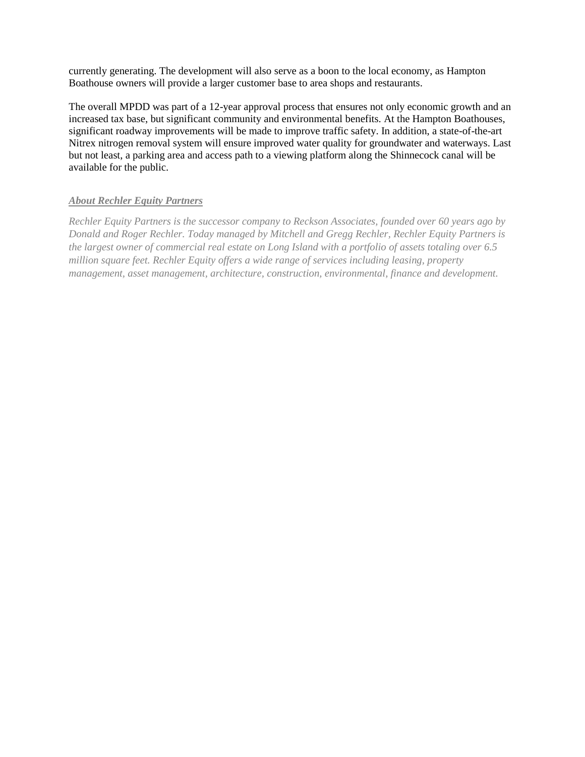currently generating. The development will also serve as a boon to the local economy, as Hampton Boathouse owners will provide a larger customer base to area shops and restaurants.

The overall MPDD was part of a 12-year approval process that ensures not only economic growth and an increased tax base, but significant community and environmental benefits. At the Hampton Boathouses, significant roadway improvements will be made to improve traffic safety. In addition, a state-of-the-art Nitrex nitrogen removal system will ensure improved water quality for groundwater and waterways. Last but not least, a parking area and access path to a viewing platform along the Shinnecock canal will be available for the public.

***About Rechler Equity Partners***

*Rechler Equity Partners is the successor company to Reckson Associates, founded over 60 years ago by Donald and Roger Rechler. Today managed by Mitchell and Gregg Rechler, Rechler Equity Partners is the largest owner of commercial real estate on Long Island with a portfolio of assets totaling over 6.5 million square feet. Rechler Equity offers a wide range of services including leasing, property management, asset management, architecture, construction, environmental, finance and development.*